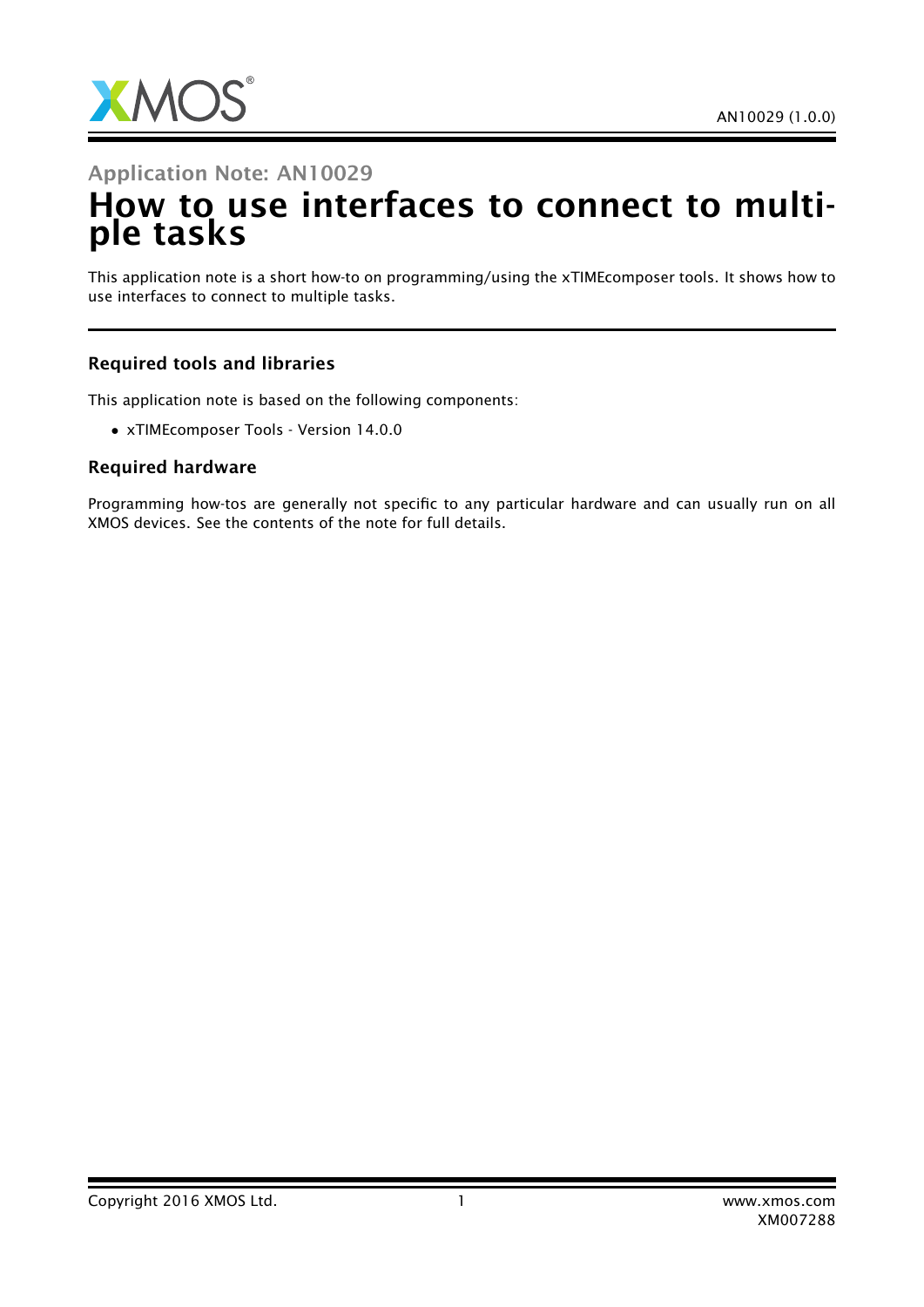## Application Note: AN10029

# How to use interfaces to connect to multiple tasks

This application note is a short how-to on programming/using the xTIMEcomposer tools. It shows how to use interfaces to connect to multiple tasks.

### Required tools and libraries

This application note is based on the following components:

- xTIMEcomposer Tools - Version 14.0.0

### Required hardware

Programming how-tos are generally not specific to any particular hardware and can usually run on all XMOS devices. See the contents of the note for full details.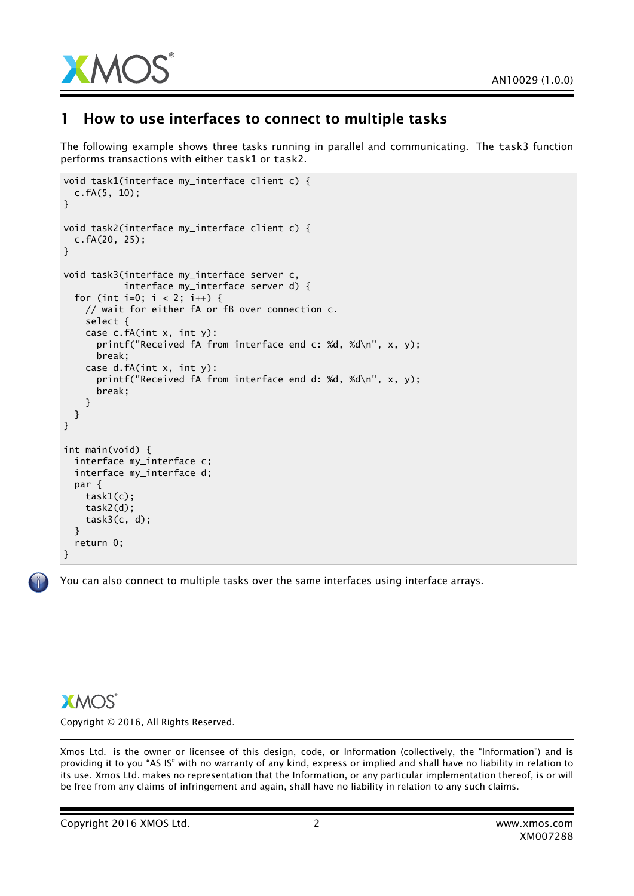# 1 How to use interfaces to connect to multiple tasks

The following example shows three tasks running in parallel and communicating. The task3 function performs transactions with either task1 or task2.

```
void task1(interface my_interface client c) {
  c.fA(5, 10);
}

void task2(interface my_interface client c) {
  c.fA(20, 25);
}

void task3(interface my_interface server c,
           interface my_interface server d) {
  for (int i=0; i < 2; i++) {
    // wait for either fA or fB over connection c.
    select {
    case c.fA(int x, int y):
      printf("Received fA from interface end c: %d, %d\n", x, y);
      break;
    case d.fA(int x, int y):
      printf("Received fA from interface end d: %d, %d\n", x, y);
      break;
    }
  }
}

int main(void) {
  interface my_interface c;
  interface my_interface d;
  par {
    task1(c);
    task2(d);
    task3(c, d);
  }
  return 0;
}
```

You can also connect to multiple tasks over the same interfaces using interface arrays.

Copyright © 2016, All Rights Reserved.

Xmos Ltd. is the owner or licensee of this design, code, or Information (collectively, the "Information") and is providing it to you "AS IS" with no warranty of any kind, express or implied and shall have no liability in relation to its use. Xmos Ltd. makes no representation that the Information, or any particular implementation thereof, is or will be free from any claims of infringement and again, shall have no liability in relation to any such claims.